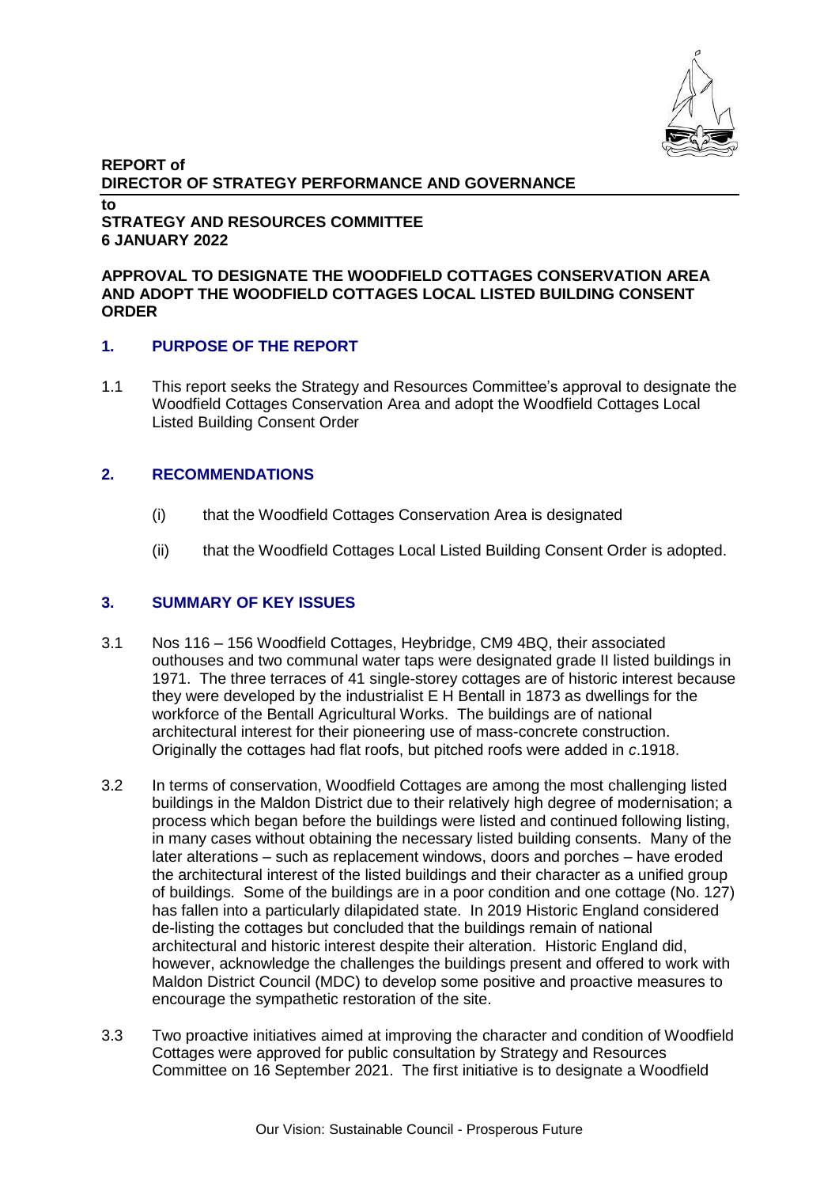**REPORT of**
**DIRECTOR OF STRATEGY PERFORMANCE AND GOVERNANCE**

**to**
**STRATEGY AND RESOURCES COMMITTEE**
**6 JANUARY 2022**

**APPROVAL TO DESIGNATE THE WOODFIELD COTTAGES CONSERVATION AREA AND ADOPT THE WOODFIELD COTTAGES LOCAL LISTED BUILDING CONSENT ORDER**

## 1. PURPOSE OF THE REPORT

1.1 This report seeks the Strategy and Resources Committee's approval to designate the Woodfield Cottages Conservation Area and adopt the Woodfield Cottages Local Listed Building Consent Order

## 2. RECOMMENDATIONS

(i) that the Woodfield Cottages Conservation Area is designated

(ii) that the Woodfield Cottages Local Listed Building Consent Order is adopted.

## 3. SUMMARY OF KEY ISSUES

3.1 Nos 116 – 156 Woodfield Cottages, Heybridge, CM9 4BQ, their associated outhouses and two communal water taps were designated grade II listed buildings in 1971. The three terraces of 41 single-storey cottages are of historic interest because they were developed by the industrialist E H Bentall in 1873 as dwellings for the workforce of the Bentall Agricultural Works. The buildings are of national architectural interest for their pioneering use of mass-concrete construction. Originally the cottages had flat roofs, but pitched roofs were added in *c*.1918.

3.2 In terms of conservation, Woodfield Cottages are among the most challenging listed buildings in the Maldon District due to their relatively high degree of modernisation; a process which began before the buildings were listed and continued following listing, in many cases without obtaining the necessary listed building consents. Many of the later alterations – such as replacement windows, doors and porches – have eroded the architectural interest of the listed buildings and their character as a unified group of buildings. Some of the buildings are in a poor condition and one cottage (No. 127) has fallen into a particularly dilapidated state. In 2019 Historic England considered de-listing the cottages but concluded that the buildings remain of national architectural and historic interest despite their alteration. Historic England did, however, acknowledge the challenges the buildings present and offered to work with Maldon District Council (MDC) to develop some positive and proactive measures to encourage the sympathetic restoration of the site.

3.3 Two proactive initiatives aimed at improving the character and condition of Woodfield Cottages were approved for public consultation by Strategy and Resources Committee on 16 September 2021. The first initiative is to designate a Woodfield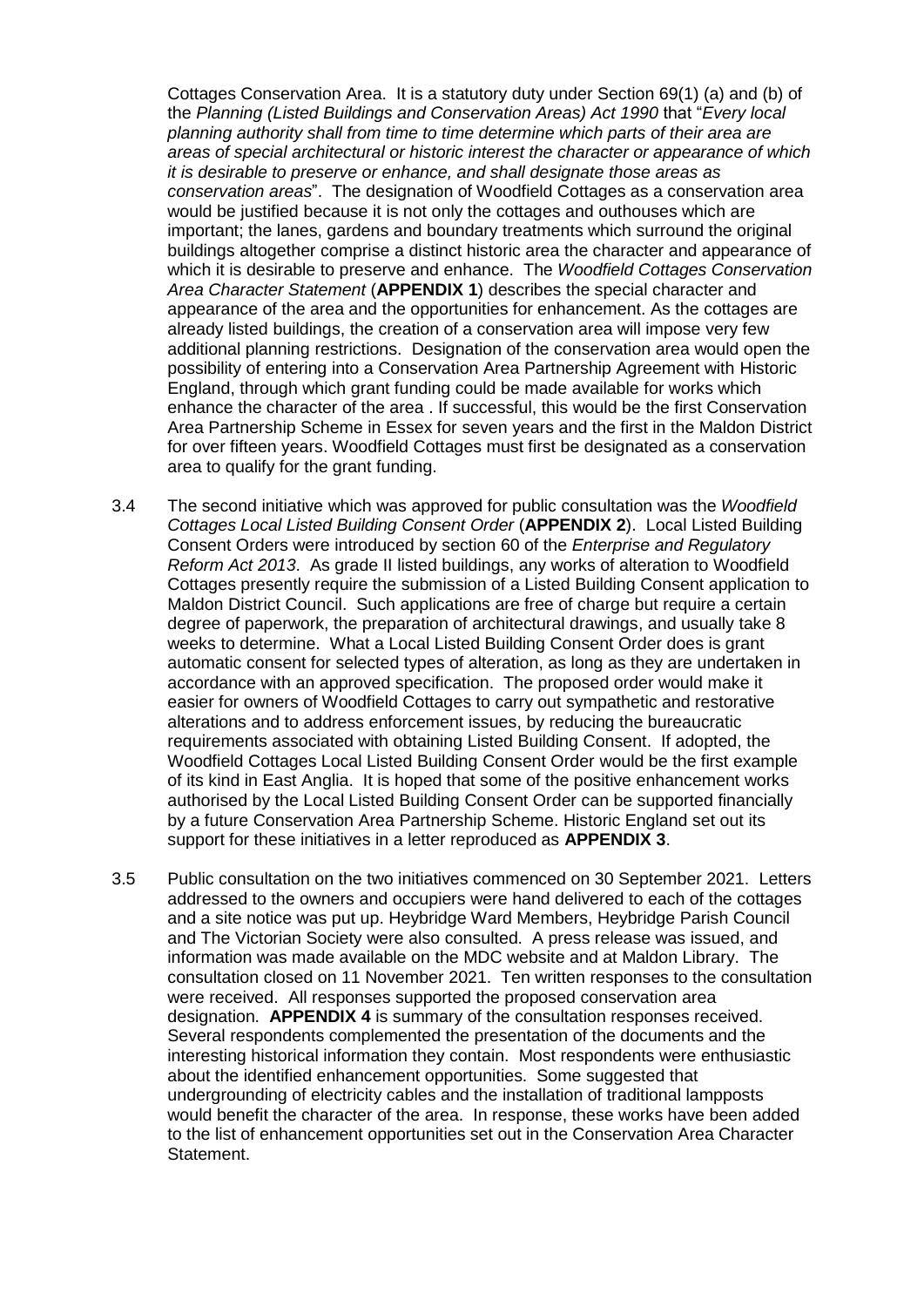Cottages Conservation Area. It is a statutory duty under Section 69(1) (a) and (b) of the *Planning (Listed Buildings and Conservation Areas) Act 1990* that "*Every local planning authority shall from time to time determine which parts of their area are areas of special architectural or historic interest the character or appearance of which it is desirable to preserve or enhance, and shall designate those areas as conservation areas*". The designation of Woodfield Cottages as a conservation area would be justified because it is not only the cottages and outhouses which are important; the lanes, gardens and boundary treatments which surround the original buildings altogether comprise a distinct historic area the character and appearance of which it is desirable to preserve and enhance. The *Woodfield Cottages Conservation Area Character Statement* (**APPENDIX 1**) describes the special character and appearance of the area and the opportunities for enhancement. As the cottages are already listed buildings, the creation of a conservation area will impose very few additional planning restrictions. Designation of the conservation area would open the possibility of entering into a Conservation Area Partnership Agreement with Historic England, through which grant funding could be made available for works which enhance the character of the area . If successful, this would be the first Conservation Area Partnership Scheme in Essex for seven years and the first in the Maldon District for over fifteen years. Woodfield Cottages must first be designated as a conservation area to qualify for the grant funding.

3.4 The second initiative which was approved for public consultation was the *Woodfield Cottages Local Listed Building Consent Order* (**APPENDIX 2**). Local Listed Building Consent Orders were introduced by section 60 of the *Enterprise and Regulatory Reform Act 2013*. As grade II listed buildings, any works of alteration to Woodfield Cottages presently require the submission of a Listed Building Consent application to Maldon District Council. Such applications are free of charge but require a certain degree of paperwork, the preparation of architectural drawings, and usually take 8 weeks to determine. What a Local Listed Building Consent Order does is grant automatic consent for selected types of alteration, as long as they are undertaken in accordance with an approved specification. The proposed order would make it easier for owners of Woodfield Cottages to carry out sympathetic and restorative alterations and to address enforcement issues, by reducing the bureaucratic requirements associated with obtaining Listed Building Consent. If adopted, the Woodfield Cottages Local Listed Building Consent Order would be the first example of its kind in East Anglia. It is hoped that some of the positive enhancement works authorised by the Local Listed Building Consent Order can be supported financially by a future Conservation Area Partnership Scheme. Historic England set out its support for these initiatives in a letter reproduced as **APPENDIX 3**.

3.5 Public consultation on the two initiatives commenced on 30 September 2021. Letters addressed to the owners and occupiers were hand delivered to each of the cottages and a site notice was put up. Heybridge Ward Members, Heybridge Parish Council and The Victorian Society were also consulted. A press release was issued, and information was made available on the MDC website and at Maldon Library. The consultation closed on 11 November 2021. Ten written responses to the consultation were received. All responses supported the proposed conservation area designation. **APPENDIX 4** is summary of the consultation responses received. Several respondents complemented the presentation of the documents and the interesting historical information they contain. Most respondents were enthusiastic about the identified enhancement opportunities. Some suggested that undergrounding of electricity cables and the installation of traditional lampposts would benefit the character of the area. In response, these works have been added to the list of enhancement opportunities set out in the Conservation Area Character Statement.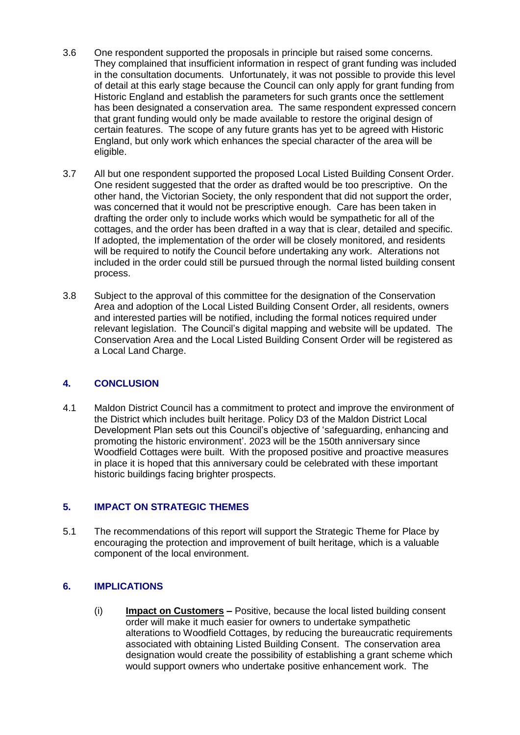3.6 One respondent supported the proposals in principle but raised some concerns. They complained that insufficient information in respect of grant funding was included in the consultation documents. Unfortunately, it was not possible to provide this level of detail at this early stage because the Council can only apply for grant funding from Historic England and establish the parameters for such grants once the settlement has been designated a conservation area. The same respondent expressed concern that grant funding would only be made available to restore the original design of certain features. The scope of any future grants has yet to be agreed with Historic England, but only work which enhances the special character of the area will be eligible.

3.7 All but one respondent supported the proposed Local Listed Building Consent Order. One resident suggested that the order as drafted would be too prescriptive. On the other hand, the Victorian Society, the only respondent that did not support the order, was concerned that it would not be prescriptive enough. Care has been taken in drafting the order only to include works which would be sympathetic for all of the cottages, and the order has been drafted in a way that is clear, detailed and specific. If adopted, the implementation of the order will be closely monitored, and residents will be required to notify the Council before undertaking any work. Alterations not included in the order could still be pursued through the normal listed building consent process.

3.8 Subject to the approval of this committee for the designation of the Conservation Area and adoption of the Local Listed Building Consent Order, all residents, owners and interested parties will be notified, including the formal notices required under relevant legislation. The Council's digital mapping and website will be updated. The Conservation Area and the Local Listed Building Consent Order will be registered as a Local Land Charge.

## 4. CONCLUSION

4.1 Maldon District Council has a commitment to protect and improve the environment of the District which includes built heritage. Policy D3 of the Maldon District Local Development Plan sets out this Council's objective of 'safeguarding, enhancing and promoting the historic environment'. 2023 will be the 150th anniversary since Woodfield Cottages were built. With the proposed positive and proactive measures in place it is hoped that this anniversary could be celebrated with these important historic buildings facing brighter prospects.

## 5. IMPACT ON STRATEGIC THEMES

5.1 The recommendations of this report will support the Strategic Theme for Place by encouraging the protection and improvement of built heritage, which is a valuable component of the local environment.

## 6. IMPLICATIONS

(i) **Impact on Customers –** Positive, because the local listed building consent order will make it much easier for owners to undertake sympathetic alterations to Woodfield Cottages, by reducing the bureaucratic requirements associated with obtaining Listed Building Consent. The conservation area designation would create the possibility of establishing a grant scheme which would support owners who undertake positive enhancement work. The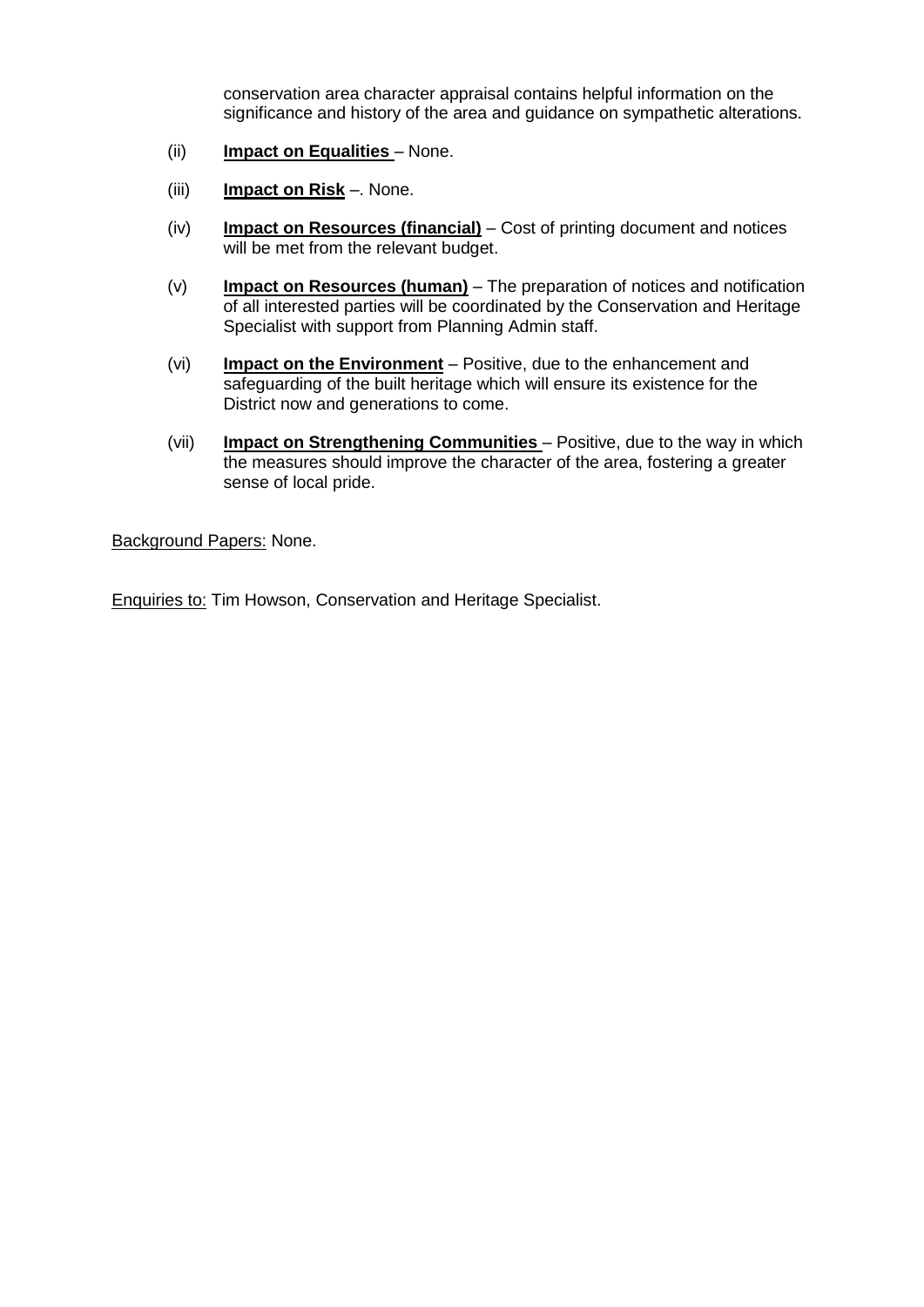conservation area character appraisal contains helpful information on the significance and history of the area and guidance on sympathetic alterations.

(ii) **Impact on Equalities** – None.

(iii) **Impact on Risk** –. None.

(iv) **Impact on Resources (financial)** – Cost of printing document and notices will be met from the relevant budget.

(v) **Impact on Resources (human)** – The preparation of notices and notification of all interested parties will be coordinated by the Conservation and Heritage Specialist with support from Planning Admin staff.

(vi) **Impact on the Environment** – Positive, due to the enhancement and safeguarding of the built heritage which will ensure its existence for the District now and generations to come.

(vii) **Impact on Strengthening Communities** – Positive, due to the way in which the measures should improve the character of the area, fostering a greater sense of local pride.

Background Papers: None.

Enquiries to: Tim Howson, Conservation and Heritage Specialist.